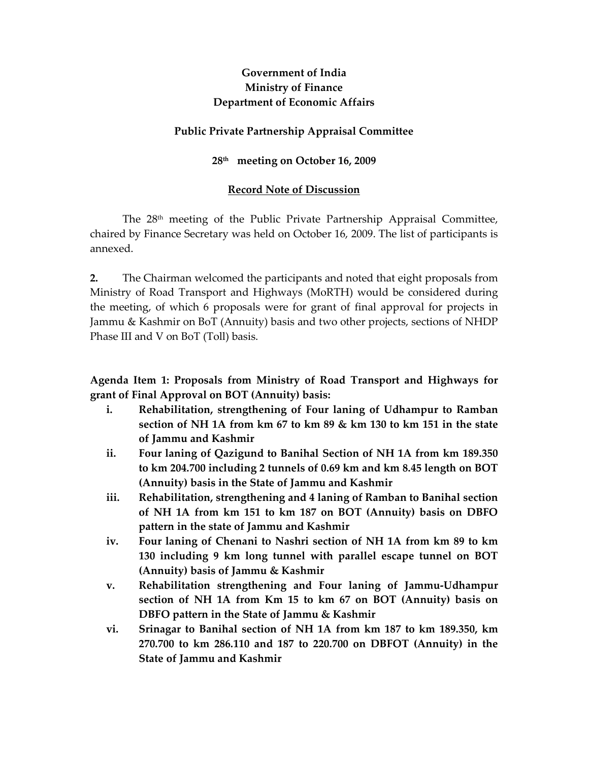**Government of India**
**Ministry of Finance**
**Department of Economic Affairs**

**Public Private Partnership Appraisal Committee**

**28th meeting on October 16, 2009**

**Record Note of Discussion**

The 28th meeting of the Public Private Partnership Appraisal Committee, chaired by Finance Secretary was held on October 16, 2009. The list of participants is annexed.

**2.** The Chairman welcomed the participants and noted that eight proposals from Ministry of Road Transport and Highways (MoRTH) would be considered during the meeting, of which 6 proposals were for grant of final approval for projects in Jammu & Kashmir on BoT (Annuity) basis and two other projects, sections of NHDP Phase III and V on BoT (Toll) basis.

**Agenda Item 1: Proposals from Ministry of Road Transport and Highways for grant of Final Approval on BOT (Annuity) basis:**

- **i. Rehabilitation, strengthening of Four laning of Udhampur to Ramban section of NH 1A from km 67 to km 89 & km 130 to km 151 in the state of Jammu and Kashmir**
- **ii. Four laning of Qazigund to Banihal Section of NH 1A from km 189.350 to km 204.700 including 2 tunnels of 0.69 km and km 8.45 length on BOT (Annuity) basis in the State of Jammu and Kashmir**
- **iii. Rehabilitation, strengthening and 4 laning of Ramban to Banihal section of NH 1A from km 151 to km 187 on BOT (Annuity) basis on DBFO pattern in the state of Jammu and Kashmir**
- **iv. Four laning of Chenani to Nashri section of NH 1A from km 89 to km 130 including 9 km long tunnel with parallel escape tunnel on BOT (Annuity) basis of Jammu & Kashmir**
- **v. Rehabilitation strengthening and Four laning of Jammu-Udhampur section of NH 1A from Km 15 to km 67 on BOT (Annuity) basis on DBFO pattern in the State of Jammu & Kashmir**
- **vi. Srinagar to Banihal section of NH 1A from km 187 to km 189.350, km 270.700 to km 286.110 and 187 to 220.700 on DBFOT (Annuity) in the State of Jammu and Kashmir**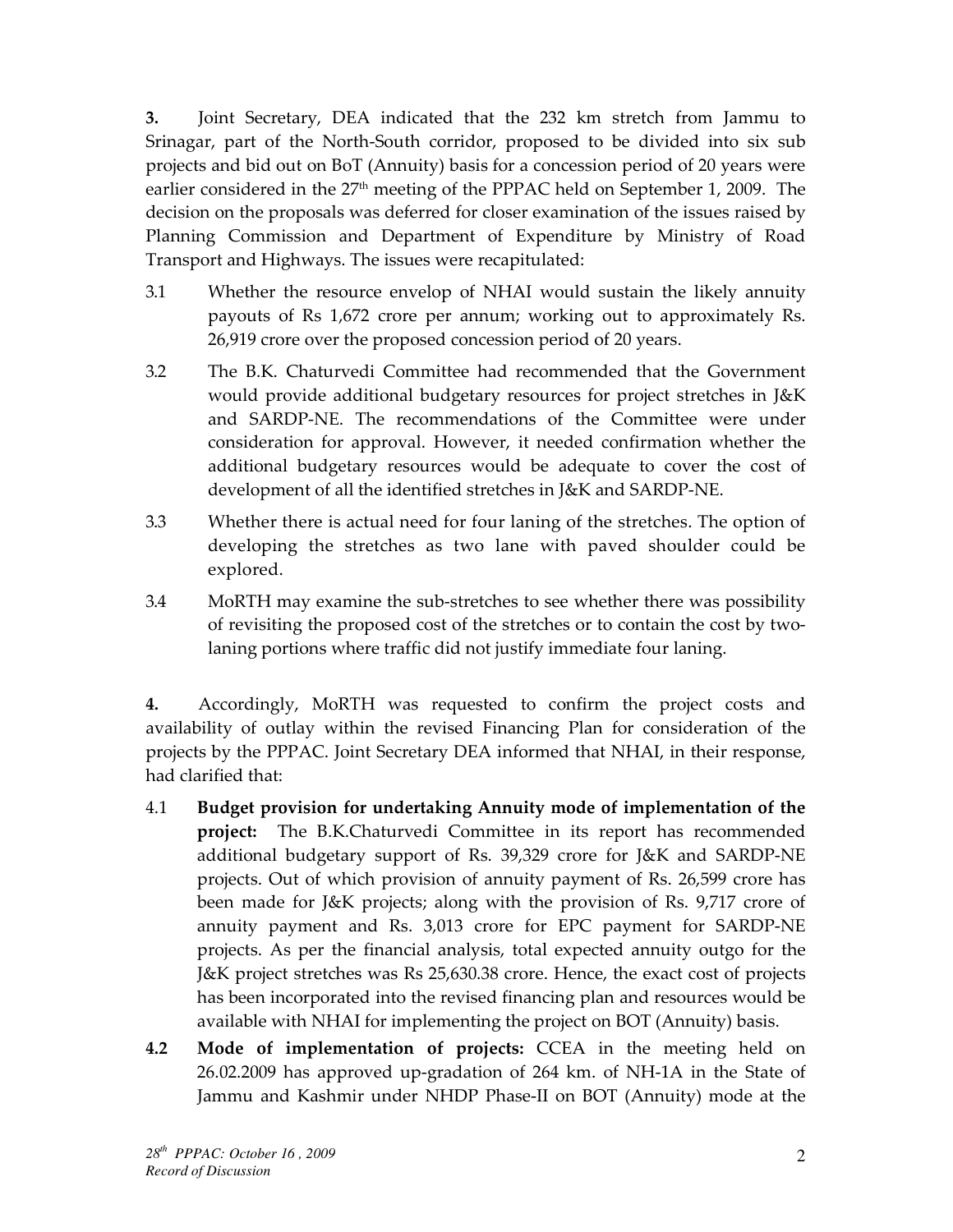**3.** Joint Secretary, DEA indicated that the 232 km stretch from Jammu to Srinagar, part of the North-South corridor, proposed to be divided into six sub projects and bid out on BoT (Annuity) basis for a concession period of 20 years were earlier considered in the 27th meeting of the PPPAC held on September 1, 2009. The decision on the proposals was deferred for closer examination of the issues raised by Planning Commission and Department of Expenditure by Ministry of Road Transport and Highways. The issues were recapitulated:

3.1 Whether the resource envelop of NHAI would sustain the likely annuity payouts of Rs 1,672 crore per annum; working out to approximately Rs. 26,919 crore over the proposed concession period of 20 years.

3.2 The B.K. Chaturvedi Committee had recommended that the Government would provide additional budgetary resources for project stretches in J&K and SARDP-NE. The recommendations of the Committee were under consideration for approval. However, it needed confirmation whether the additional budgetary resources would be adequate to cover the cost of development of all the identified stretches in J&K and SARDP-NE.

3.3 Whether there is actual need for four laning of the stretches. The option of developing the stretches as two lane with paved shoulder could be explored.

3.4 MoRTH may examine the sub-stretches to see whether there was possibility of revisiting the proposed cost of the stretches or to contain the cost by two-laning portions where traffic did not justify immediate four laning.

**4.** Accordingly, MoRTH was requested to confirm the project costs and availability of outlay within the revised Financing Plan for consideration of the projects by the PPPAC. Joint Secretary DEA informed that NHAI, in their response, had clarified that:

4.1 **Budget provision for undertaking Annuity mode of implementation of the project:** The B.K.Chaturvedi Committee in its report has recommended additional budgetary support of Rs. 39,329 crore for J&K and SARDP-NE projects. Out of which provision of annuity payment of Rs. 26,599 crore has been made for J&K projects; along with the provision of Rs. 9,717 crore of annuity payment and Rs. 3,013 crore for EPC payment for SARDP-NE projects. As per the financial analysis, total expected annuity outgo for the J&K project stretches was Rs 25,630.38 crore. Hence, the exact cost of projects has been incorporated into the revised financing plan and resources would be available with NHAI for implementing the project on BOT (Annuity) basis.

**4.2** **Mode of implementation of projects:** CCEA in the meeting held on 26.02.2009 has approved up-gradation of 264 km. of NH-1A in the State of Jammu and Kashmir under NHDP Phase-II on BOT (Annuity) mode at the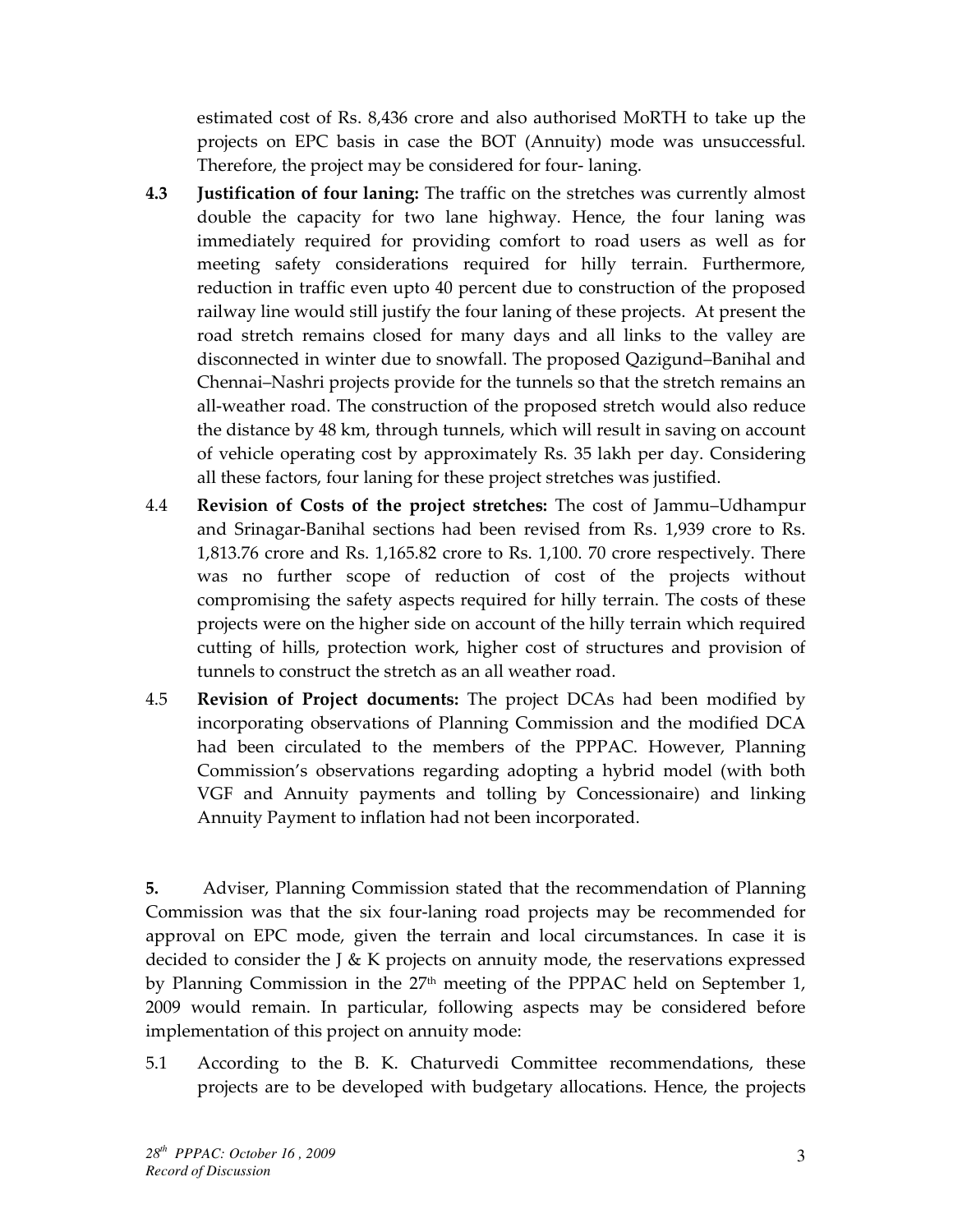estimated cost of Rs. 8,436 crore and also authorised MoRTH to take up the projects on EPC basis in case the BOT (Annuity) mode was unsuccessful. Therefore, the project may be considered for four- laning.

**4.3** **Justification of four laning:** The traffic on the stretches was currently almost double the capacity for two lane highway. Hence, the four laning was immediately required for providing comfort to road users as well as for meeting safety considerations required for hilly terrain. Furthermore, reduction in traffic even upto 40 percent due to construction of the proposed railway line would still justify the four laning of these projects. At present the road stretch remains closed for many days and all links to the valley are disconnected in winter due to snowfall. The proposed Qazigund–Banihal and Chennai–Nashri projects provide for the tunnels so that the stretch remains an all-weather road. The construction of the proposed stretch would also reduce the distance by 48 km, through tunnels, which will result in saving on account of vehicle operating cost by approximately Rs. 35 lakh per day. Considering all these factors, four laning for these project stretches was justified.

4.4 **Revision of Costs of the project stretches:** The cost of Jammu–Udhampur and Srinagar-Banihal sections had been revised from Rs. 1,939 crore to Rs. 1,813.76 crore and Rs. 1,165.82 crore to Rs. 1,100. 70 crore respectively. There was no further scope of reduction of cost of the projects without compromising the safety aspects required for hilly terrain. The costs of these projects were on the higher side on account of the hilly terrain which required cutting of hills, protection work, higher cost of structures and provision of tunnels to construct the stretch as an all weather road.

4.5 **Revision of Project documents:** The project DCAs had been modified by incorporating observations of Planning Commission and the modified DCA had been circulated to the members of the PPPAC. However, Planning Commission's observations regarding adopting a hybrid model (with both VGF and Annuity payments and tolling by Concessionaire) and linking Annuity Payment to inflation had not been incorporated.

**5.** Adviser, Planning Commission stated that the recommendation of Planning Commission was that the six four-laning road projects may be recommended for approval on EPC mode, given the terrain and local circumstances. In case it is decided to consider the J & K projects on annuity mode, the reservations expressed by Planning Commission in the 27th meeting of the PPPAC held on September 1, 2009 would remain. In particular, following aspects may be considered before implementation of this project on annuity mode:

5.1 According to the B. K. Chaturvedi Committee recommendations, these projects are to be developed with budgetary allocations. Hence, the projects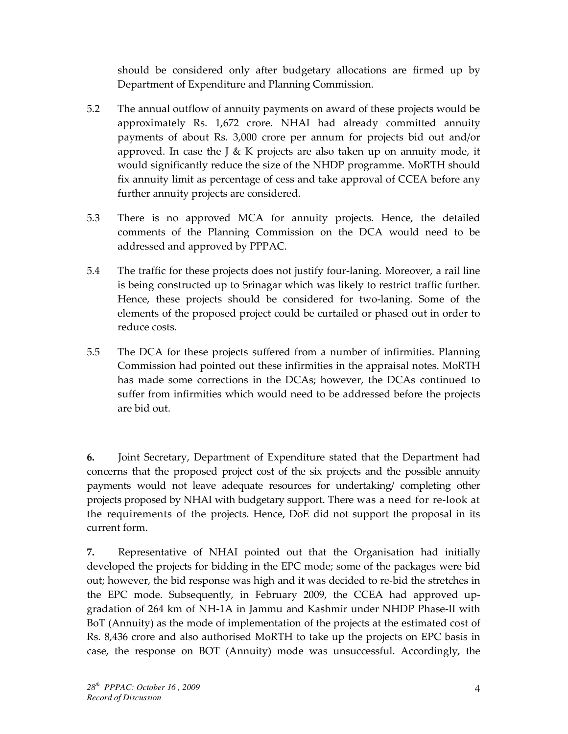should be considered only after budgetary allocations are firmed up by Department of Expenditure and Planning Commission.

5.2 The annual outflow of annuity payments on award of these projects would be approximately Rs. 1,672 crore. NHAI had already committed annuity payments of about Rs. 3,000 crore per annum for projects bid out and/or approved. In case the J & K projects are also taken up on annuity mode, it would significantly reduce the size of the NHDP programme. MoRTH should fix annuity limit as percentage of cess and take approval of CCEA before any further annuity projects are considered.

5.3 There is no approved MCA for annuity projects. Hence, the detailed comments of the Planning Commission on the DCA would need to be addressed and approved by PPPAC.

5.4 The traffic for these projects does not justify four-laning. Moreover, a rail line is being constructed up to Srinagar which was likely to restrict traffic further. Hence, these projects should be considered for two-laning. Some of the elements of the proposed project could be curtailed or phased out in order to reduce costs.

5.5 The DCA for these projects suffered from a number of infirmities. Planning Commission had pointed out these infirmities in the appraisal notes. MoRTH has made some corrections in the DCAs; however, the DCAs continued to suffer from infirmities which would need to be addressed before the projects are bid out.

**6.** Joint Secretary, Department of Expenditure stated that the Department had concerns that the proposed project cost of the six projects and the possible annuity payments would not leave adequate resources for undertaking/ completing other projects proposed by NHAI with budgetary support. There was a need for re-look at the requirements of the projects. Hence, DoE did not support the proposal in its current form.

**7.** Representative of NHAI pointed out that the Organisation had initially developed the projects for bidding in the EPC mode; some of the packages were bid out; however, the bid response was high and it was decided to re-bid the stretches in the EPC mode. Subsequently, in February 2009, the CCEA had approved up-gradation of 264 km of NH-1A in Jammu and Kashmir under NHDP Phase-II with BoT (Annuity) as the mode of implementation of the projects at the estimated cost of Rs. 8,436 crore and also authorised MoRTH to take up the projects on EPC basis in case, the response on BOT (Annuity) mode was unsuccessful. Accordingly, the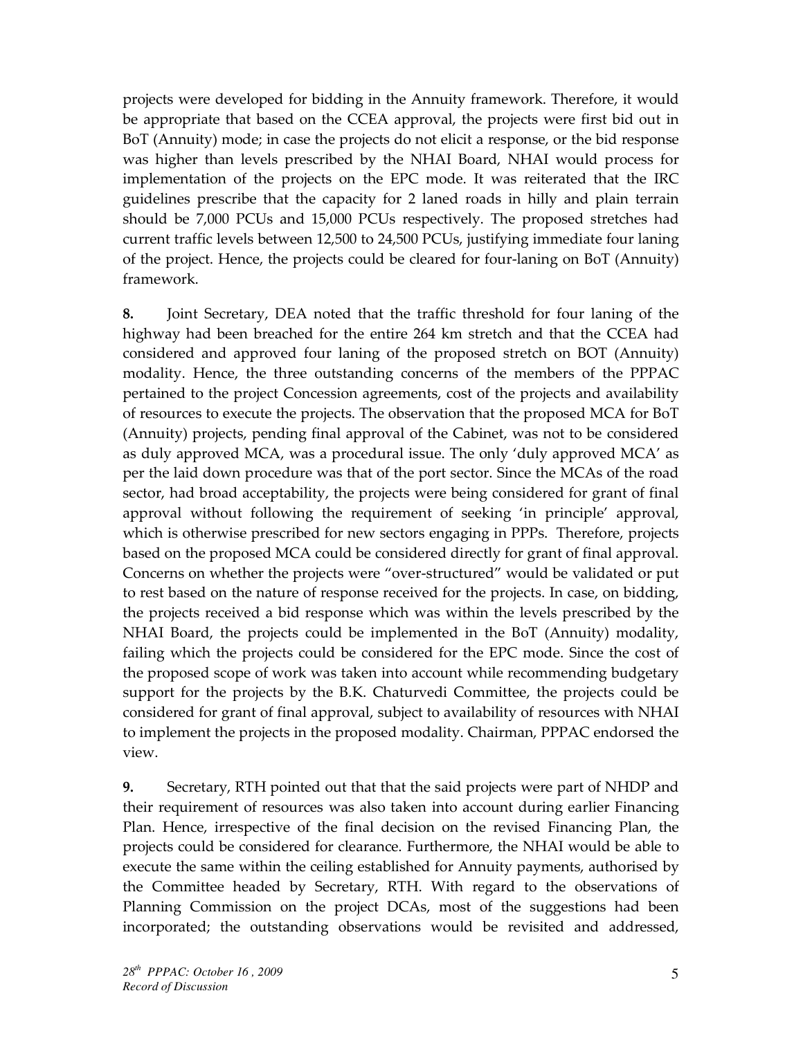projects were developed for bidding in the Annuity framework. Therefore, it would be appropriate that based on the CCEA approval, the projects were first bid out in BoT (Annuity) mode; in case the projects do not elicit a response, or the bid response was higher than levels prescribed by the NHAI Board, NHAI would process for implementation of the projects on the EPC mode. It was reiterated that the IRC guidelines prescribe that the capacity for 2 laned roads in hilly and plain terrain should be 7,000 PCUs and 15,000 PCUs respectively. The proposed stretches had current traffic levels between 12,500 to 24,500 PCUs, justifying immediate four laning of the project. Hence, the projects could be cleared for four-laning on BoT (Annuity) framework.

**8.** Joint Secretary, DEA noted that the traffic threshold for four laning of the highway had been breached for the entire 264 km stretch and that the CCEA had considered and approved four laning of the proposed stretch on BOT (Annuity) modality. Hence, the three outstanding concerns of the members of the PPPAC pertained to the project Concession agreements, cost of the projects and availability of resources to execute the projects. The observation that the proposed MCA for BoT (Annuity) projects, pending final approval of the Cabinet, was not to be considered as duly approved MCA, was a procedural issue. The only 'duly approved MCA' as per the laid down procedure was that of the port sector. Since the MCAs of the road sector, had broad acceptability, the projects were being considered for grant of final approval without following the requirement of seeking 'in principle' approval, which is otherwise prescribed for new sectors engaging in PPPs. Therefore, projects based on the proposed MCA could be considered directly for grant of final approval. Concerns on whether the projects were "over-structured" would be validated or put to rest based on the nature of response received for the projects. In case, on bidding, the projects received a bid response which was within the levels prescribed by the NHAI Board, the projects could be implemented in the BoT (Annuity) modality, failing which the projects could be considered for the EPC mode. Since the cost of the proposed scope of work was taken into account while recommending budgetary support for the projects by the B.K. Chaturvedi Committee, the projects could be considered for grant of final approval, subject to availability of resources with NHAI to implement the projects in the proposed modality. Chairman, PPPAC endorsed the view.

**9.** Secretary, RTH pointed out that that the said projects were part of NHDP and their requirement of resources was also taken into account during earlier Financing Plan. Hence, irrespective of the final decision on the revised Financing Plan, the projects could be considered for clearance. Furthermore, the NHAI would be able to execute the same within the ceiling established for Annuity payments, authorised by the Committee headed by Secretary, RTH. With regard to the observations of Planning Commission on the project DCAs, most of the suggestions had been incorporated; the outstanding observations would be revisited and addressed,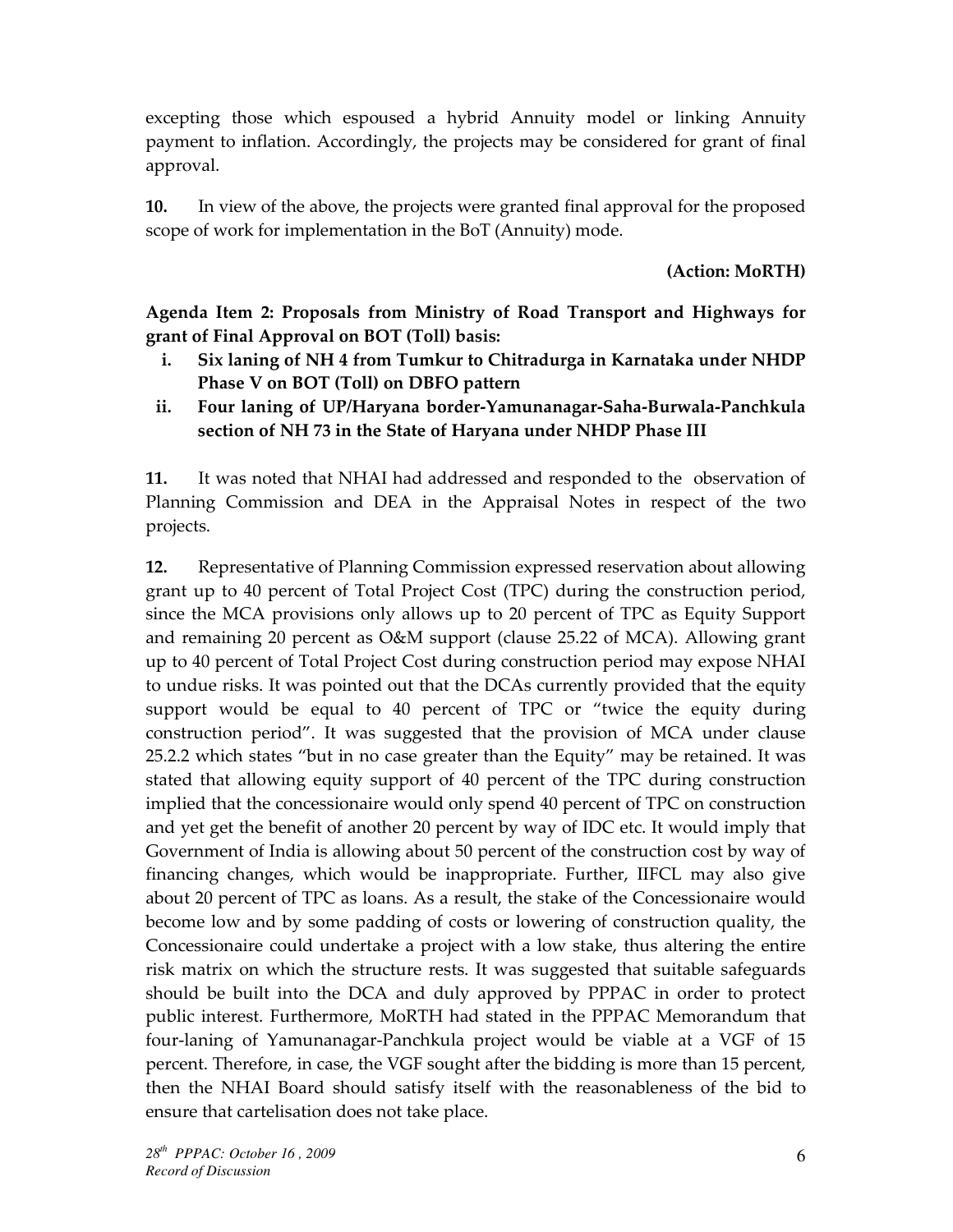excepting those which espoused a hybrid Annuity model or linking Annuity payment to inflation. Accordingly, the projects may be considered for grant of final approval.

**10.** In view of the above, the projects were granted final approval for the proposed scope of work for implementation in the BoT (Annuity) mode.

**(Action: MoRTH)**

**Agenda Item 2: Proposals from Ministry of Road Transport and Highways for grant of Final Approval on BOT (Toll) basis:**

i. **Six laning of NH 4 from Tumkur to Chitradurga in Karnataka under NHDP Phase V on BOT (Toll) on DBFO pattern**
ii. **Four laning of UP/Haryana border-Yamunanagar-Saha-Burwala-Panchkula section of NH 73 in the State of Haryana under NHDP Phase III**

**11.** It was noted that NHAI had addressed and responded to the observation of Planning Commission and DEA in the Appraisal Notes in respect of the two projects.

**12.** Representative of Planning Commission expressed reservation about allowing grant up to 40 percent of Total Project Cost (TPC) during the construction period, since the MCA provisions only allows up to 20 percent of TPC as Equity Support and remaining 20 percent as O&M support (clause 25.22 of MCA). Allowing grant up to 40 percent of Total Project Cost during construction period may expose NHAI to undue risks. It was pointed out that the DCAs currently provided that the equity support would be equal to 40 percent of TPC or "twice the equity during construction period". It was suggested that the provision of MCA under clause 25.2.2 which states "but in no case greater than the Equity" may be retained. It was stated that allowing equity support of 40 percent of the TPC during construction implied that the concessionaire would only spend 40 percent of TPC on construction and yet get the benefit of another 20 percent by way of IDC etc. It would imply that Government of India is allowing about 50 percent of the construction cost by way of financing changes, which would be inappropriate. Further, IIFCL may also give about 20 percent of TPC as loans. As a result, the stake of the Concessionaire would become low and by some padding of costs or lowering of construction quality, the Concessionaire could undertake a project with a low stake, thus altering the entire risk matrix on which the structure rests. It was suggested that suitable safeguards should be built into the DCA and duly approved by PPPAC in order to protect public interest. Furthermore, MoRTH had stated in the PPPAC Memorandum that four-laning of Yamunanagar-Panchkula project would be viable at a VGF of 15 percent. Therefore, in case, the VGF sought after the bidding is more than 15 percent, then the NHAI Board should satisfy itself with the reasonableness of the bid to ensure that cartelisation does not take place.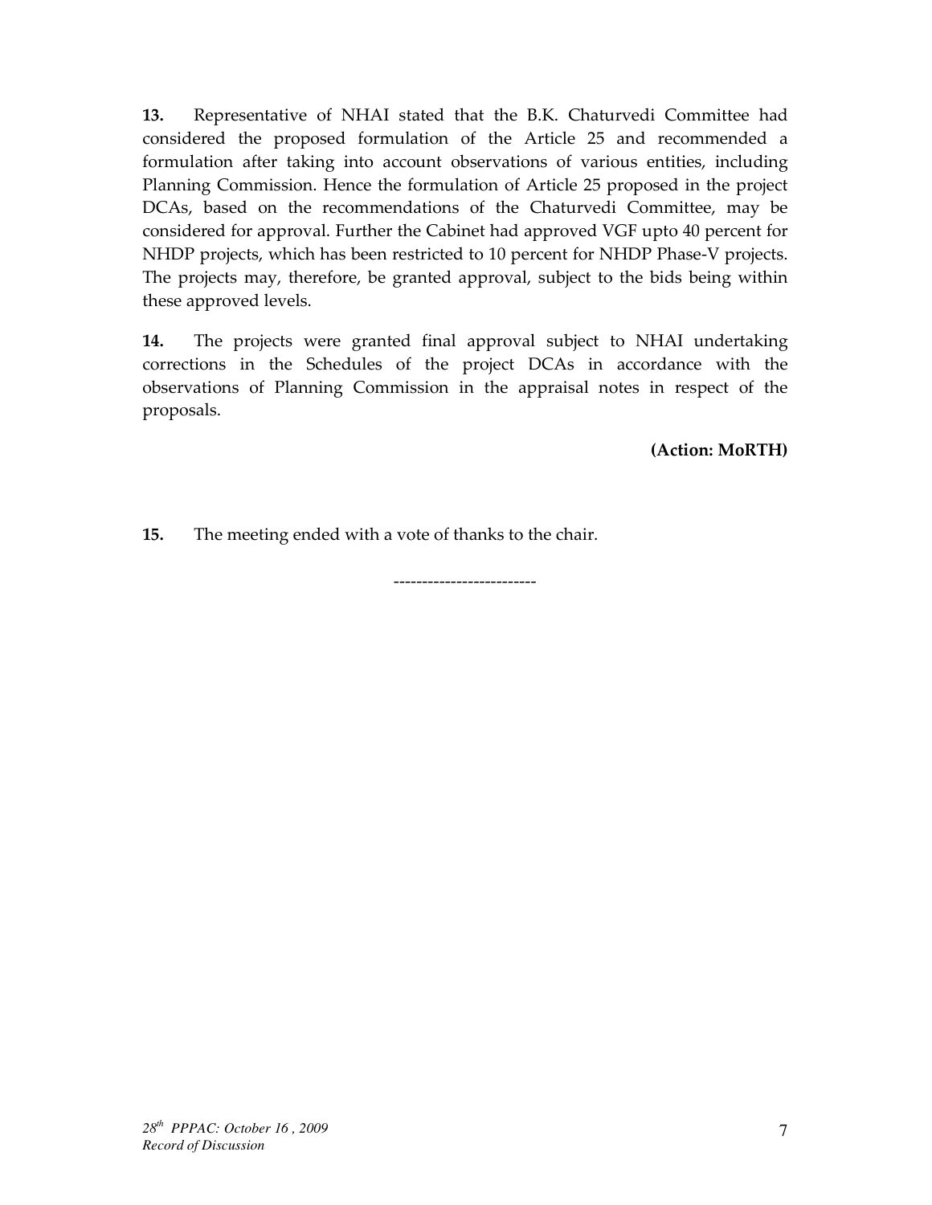**13.** Representative of NHAI stated that the B.K. Chaturvedi Committee had considered the proposed formulation of the Article 25 and recommended a formulation after taking into account observations of various entities, including Planning Commission. Hence the formulation of Article 25 proposed in the project DCAs, based on the recommendations of the Chaturvedi Committee, may be considered for approval. Further the Cabinet had approved VGF upto 40 percent for NHDP projects, which has been restricted to 10 percent for NHDP Phase-V projects. The projects may, therefore, be granted approval, subject to the bids being within these approved levels.

**14.** The projects were granted final approval subject to NHAI undertaking corrections in the Schedules of the project DCAs in accordance with the observations of Planning Commission in the appraisal notes in respect of the proposals.

**(Action: MoRTH)**

**15.** The meeting ended with a vote of thanks to the chair.

------------------------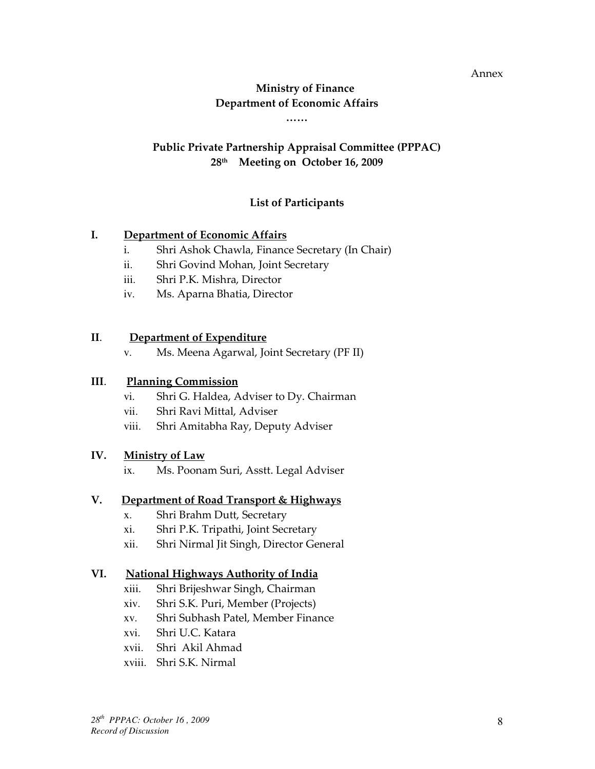Annex

**Ministry of Finance**
**Department of Economic Affairs**
**……**

**Public Private Partnership Appraisal Committee (PPPAC)**
**28th Meeting on October 16, 2009**

**List of Participants**

**I. Department of Economic Affairs**

- i. Shri Ashok Chawla, Finance Secretary (In Chair)
- ii. Shri Govind Mohan, Joint Secretary
- iii. Shri P.K. Mishra, Director
- iv. Ms. Aparna Bhatia, Director

**II. Department of Expenditure**

- v. Ms. Meena Agarwal, Joint Secretary (PF II)

**III. Planning Commission**

- vi. Shri G. Haldea, Adviser to Dy. Chairman
- vii. Shri Ravi Mittal, Adviser
- viii. Shri Amitabha Ray, Deputy Adviser

**IV. Ministry of Law**

- ix. Ms. Poonam Suri, Asstt. Legal Adviser

**V. Department of Road Transport & Highways**

- x. Shri Brahm Dutt, Secretary
- xi. Shri P.K. Tripathi, Joint Secretary
- xii. Shri Nirmal Jit Singh, Director General

**VI. National Highways Authority of India**

- xiii. Shri Brijeshwar Singh, Chairman
- xiv. Shri S.K. Puri, Member (Projects)
- xv. Shri Subhash Patel, Member Finance
- xvi. Shri U.C. Katara
- xvii. Shri Akil Ahmad
- xviii. Shri S.K. Nirmal